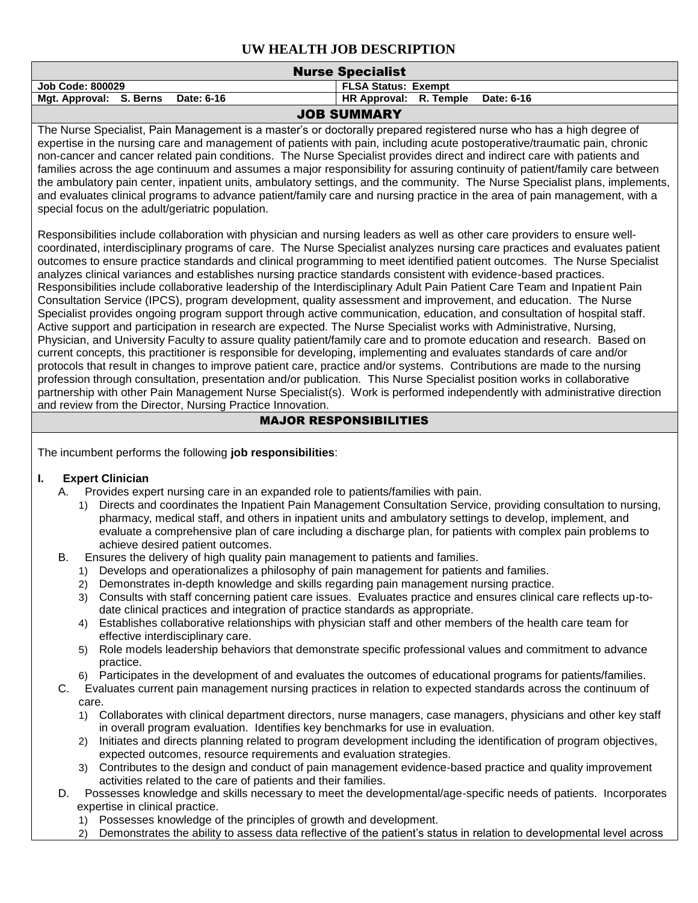# UW HEALTH JOB DESCRIPTION

| Nurse Specialist | |
|---|---|
| **Job Code: 800029** | **FLSA Status: Exempt** |
| **Mgt. Approval: S. Berns Date: 6-16** | **HR Approval: R. Temple Date: 6-16** |

## JOB SUMMARY

The Nurse Specialist, Pain Management is a master's or doctorally prepared registered nurse who has a high degree of expertise in the nursing care and management of patients with pain, including acute postoperative/traumatic pain, chronic non-cancer and cancer related pain conditions. The Nurse Specialist provides direct and indirect care with patients and families across the age continuum and assumes a major responsibility for assuring continuity of patient/family care between the ambulatory pain center, inpatient units, ambulatory settings, and the community. The Nurse Specialist plans, implements, and evaluates clinical programs to advance patient/family care and nursing practice in the area of pain management, with a special focus on the adult/geriatric population.

Responsibilities include collaboration with physician and nursing leaders as well as other care providers to ensure well-coordinated, interdisciplinary programs of care. The Nurse Specialist analyzes nursing care practices and evaluates patient outcomes to ensure practice standards and clinical programming to meet identified patient outcomes. The Nurse Specialist analyzes clinical variances and establishes nursing practice standards consistent with evidence-based practices. Responsibilities include collaborative leadership of the Interdisciplinary Adult Pain Patient Care Team and Inpatient Pain Consultation Service (IPCS), program development, quality assessment and improvement, and education. The Nurse Specialist provides ongoing program support through active communication, education, and consultation of hospital staff. Active support and participation in research are expected. The Nurse Specialist works with Administrative, Nursing, Physician, and University Faculty to assure quality patient/family care and to promote education and research. Based on current concepts, this practitioner is responsible for developing, implementing and evaluates standards of care and/or protocols that result in changes to improve patient care, practice and/or systems. Contributions are made to the nursing profession through consultation, presentation and/or publication. This Nurse Specialist position works in collaborative partnership with other Pain Management Nurse Specialist(s). Work is performed independently with administrative direction and review from the Director, Nursing Practice Innovation.

## MAJOR RESPONSIBILITIES

The incumbent performs the following **job responsibilities**:

**I. Expert Clinician**

A. Provides expert nursing care in an expanded role to patients/families with pain.
   1) Directs and coordinates the Inpatient Pain Management Consultation Service, providing consultation to nursing, pharmacy, medical staff, and others in inpatient units and ambulatory settings to develop, implement, and evaluate a comprehensive plan of care including a discharge plan, for patients with complex pain problems to achieve desired patient outcomes.

B. Ensures the delivery of high quality pain management to patients and families.
   1) Develops and operationalizes a philosophy of pain management for patients and families.
   2) Demonstrates in-depth knowledge and skills regarding pain management nursing practice.
   3) Consults with staff concerning patient care issues. Evaluates practice and ensures clinical care reflects up-to-date clinical practices and integration of practice standards as appropriate.
   4) Establishes collaborative relationships with physician staff and other members of the health care team for effective interdisciplinary care.
   5) Role models leadership behaviors that demonstrate specific professional values and commitment to advance practice.
   6) Participates in the development of and evaluates the outcomes of educational programs for patients/families.

C. Evaluates current pain management nursing practices in relation to expected standards across the continuum of care.
   1) Collaborates with clinical department directors, nurse managers, case managers, physicians and other key staff in overall program evaluation. Identifies key benchmarks for use in evaluation.
   2) Initiates and directs planning related to program development including the identification of program objectives, expected outcomes, resource requirements and evaluation strategies.
   3) Contributes to the design and conduct of pain management evidence-based practice and quality improvement activities related to the care of patients and their families.

D. Possesses knowledge and skills necessary to meet the developmental/age-specific needs of patients. Incorporates expertise in clinical practice.
   1) Possesses knowledge of the principles of growth and development.
   2) Demonstrates the ability to assess data reflective of the patient's status in relation to developmental level across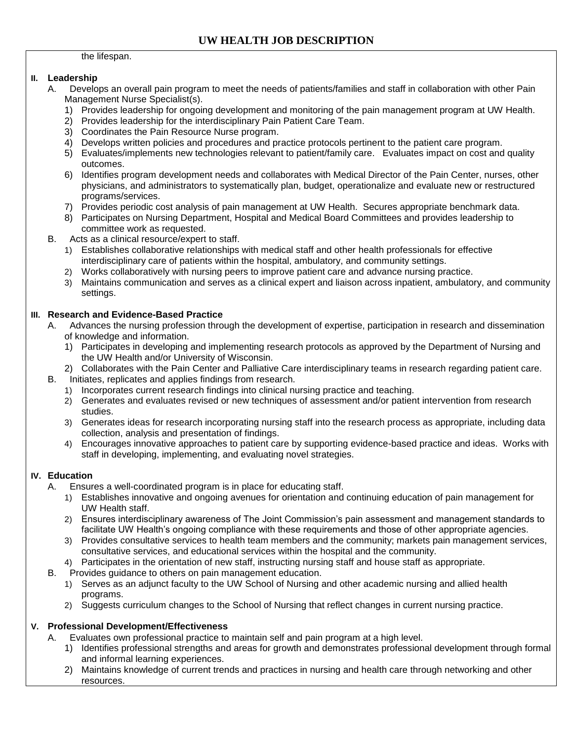the lifespan.

## II. Leadership

A. Develops an overall pain program to meet the needs of patients/families and staff in collaboration with other Pain Management Nurse Specialist(s).

1) Provides leadership for ongoing development and monitoring of the pain management program at UW Health.
2) Provides leadership for the interdisciplinary Pain Patient Care Team.
3) Coordinates the Pain Resource Nurse program.
4) Develops written policies and procedures and practice protocols pertinent to the patient care program.
5) Evaluates/implements new technologies relevant to patient/family care. Evaluates impact on cost and quality outcomes.
6) Identifies program development needs and collaborates with Medical Director of the Pain Center, nurses, other physicians, and administrators to systematically plan, budget, operationalize and evaluate new or restructured programs/services.
7) Provides periodic cost analysis of pain management at UW Health. Secures appropriate benchmark data.
8) Participates on Nursing Department, Hospital and Medical Board Committees and provides leadership to committee work as requested.

B. Acts as a clinical resource/expert to staff.

1) Establishes collaborative relationships with medical staff and other health professionals for effective interdisciplinary care of patients within the hospital, ambulatory, and community settings.
2) Works collaboratively with nursing peers to improve patient care and advance nursing practice.
3) Maintains communication and serves as a clinical expert and liaison across inpatient, ambulatory, and community settings.

## III. Research and Evidence-Based Practice

A. Advances the nursing profession through the development of expertise, participation in research and dissemination of knowledge and information.

1) Participates in developing and implementing research protocols as approved by the Department of Nursing and the UW Health and/or University of Wisconsin.
2) Collaborates with the Pain Center and Palliative Care interdisciplinary teams in research regarding patient care.

B. Initiates, replicates and applies findings from research.

1) Incorporates current research findings into clinical nursing practice and teaching.
2) Generates and evaluates revised or new techniques of assessment and/or patient intervention from research studies.
3) Generates ideas for research incorporating nursing staff into the research process as appropriate, including data collection, analysis and presentation of findings.
4) Encourages innovative approaches to patient care by supporting evidence-based practice and ideas. Works with staff in developing, implementing, and evaluating novel strategies.

## IV. Education

A. Ensures a well-coordinated program is in place for educating staff.

1) Establishes innovative and ongoing avenues for orientation and continuing education of pain management for UW Health staff.
2) Ensures interdisciplinary awareness of The Joint Commission's pain assessment and management standards to facilitate UW Health's ongoing compliance with these requirements and those of other appropriate agencies.
3) Provides consultative services to health team members and the community; markets pain management services, consultative services, and educational services within the hospital and the community.
4) Participates in the orientation of new staff, instructing nursing staff and house staff as appropriate.

B. Provides guidance to others on pain management education.

1) Serves as an adjunct faculty to the UW School of Nursing and other academic nursing and allied health programs.
2) Suggests curriculum changes to the School of Nursing that reflect changes in current nursing practice.

## V. Professional Development/Effectiveness

A. Evaluates own professional practice to maintain self and pain program at a high level.

1) Identifies professional strengths and areas for growth and demonstrates professional development through formal and informal learning experiences.
2) Maintains knowledge of current trends and practices in nursing and health care through networking and other resources.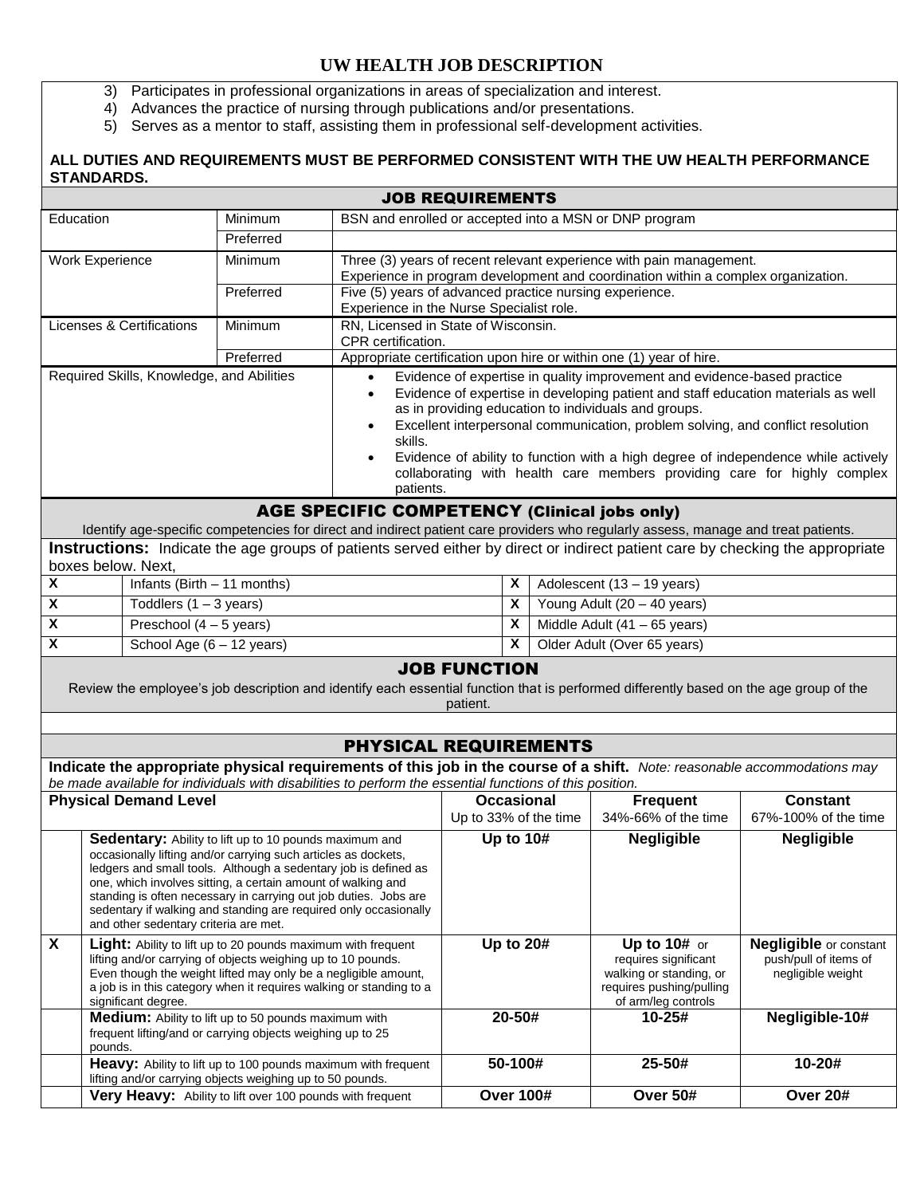# UW HEALTH JOB DESCRIPTION

3) Participates in professional organizations in areas of specialization and interest.
4) Advances the practice of nursing through publications and/or presentations.
5) Serves as a mentor to staff, assisting them in professional self-development activities.

**ALL DUTIES AND REQUIREMENTS MUST BE PERFORMED CONSISTENT WITH THE UW HEALTH PERFORMANCE STANDARDS.**

## JOB REQUIREMENTS

| | | |
|---|---|---|
| Education | Minimum | BSN and enrolled or accepted into a MSN or DNP program |
| | Preferred | |
| Work Experience | Minimum | Three (3) years of recent relevant experience with pain management. Experience in program development and coordination within a complex organization. |
| | Preferred | Five (5) years of advanced practice nursing experience. Experience in the Nurse Specialist role. |
| Licenses & Certifications | Minimum | RN, Licensed in State of Wisconsin. CPR certification. |
| | Preferred | Appropriate certification upon hire or within one (1) year of hire. |
| Required Skills, Knowledge, and Abilities | | • Evidence of expertise in quality improvement and evidence-based practice<br>• Evidence of expertise in developing patient and staff education materials as well as in providing education to individuals and groups.<br>• Excellent interpersonal communication, problem solving, and conflict resolution skills.<br>• Evidence of ability to function with a high degree of independence while actively collaborating with health care members providing care for highly complex patients. |

## AGE SPECIFIC COMPETENCY (Clinical jobs only)

Identify age-specific competencies for direct and indirect patient care providers who regularly assess, manage and treat patients.

**Instructions:** Indicate the age groups of patients served either by direct or indirect patient care by checking the appropriate boxes below. Next,

| | | | |
|---|---|---|---|
| X | Infants (Birth – 11 months) | X | Adolescent (13 – 19 years) |
| X | Toddlers (1 – 3 years) | X | Young Adult (20 – 40 years) |
| X | Preschool (4 – 5 years) | X | Middle Adult (41 – 65 years) |
| X | School Age (6 – 12 years) | X | Older Adult (Over 65 years) |

## JOB FUNCTION

Review the employee's job description and identify each essential function that is performed differently based on the age group of the patient.

## PHYSICAL REQUIREMENTS

**Indicate the appropriate physical requirements of this job in the course of a shift.** *Note: reasonable accommodations may be made available for individuals with disabilities to perform the essential functions of this position.*

| | Physical Demand Level | Occasional<br>Up to 33% of the time | Frequent<br>34%-66% of the time | Constant<br>67%-100% of the time |
|---|---|---|---|---|
| | **Sedentary:** Ability to lift up to 10 pounds maximum and occasionally lifting and/or carrying such articles as dockets, ledgers and small tools. Although a sedentary job is defined as one, which involves sitting, a certain amount of walking and standing is often necessary in carrying out job duties. Jobs are sedentary if walking and standing are required only occasionally and other sedentary criteria are met. | **Up to 10#** | **Negligible** | **Negligible** |
| X | **Light:** Ability to lift up to 20 pounds maximum with frequent lifting and/or carrying of objects weighing up to 10 pounds. Even though the weight lifted may only be a negligible amount, a job is in this category when it requires walking or standing to a significant degree. | **Up to 20#** | **Up to 10#** or requires significant walking or standing, or requires pushing/pulling of arm/leg controls | **Negligible** or constant push/pull of items of negligible weight |
| | **Medium:** Ability to lift up to 50 pounds maximum with frequent lifting/and or carrying objects weighing up to 25 pounds. | **20-50#** | **10-25#** | **Negligible-10#** |
| | **Heavy:** Ability to lift up to 100 pounds maximum with frequent lifting and/or carrying objects weighing up to 50 pounds. | **50-100#** | **25-50#** | **10-20#** |
| | **Very Heavy:** Ability to lift over 100 pounds with frequent | **Over 100#** | **Over 50#** | **Over 20#** |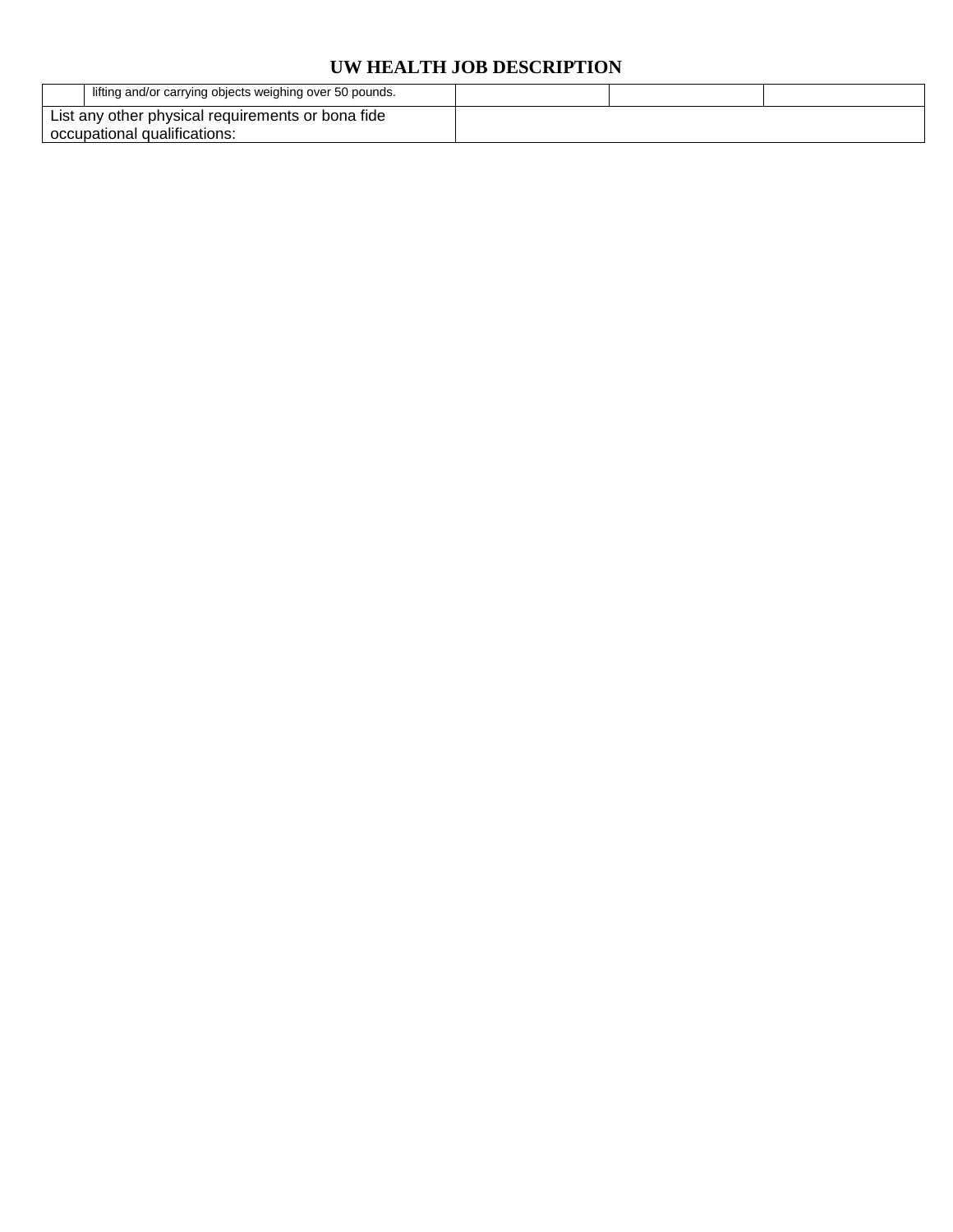# UW HEALTH JOB DESCRIPTION

| | | | | |
|---|---|---|---|---|
| | lifting and/or carrying objects weighing over 50 pounds. | | | |
| List any other physical requirements or bona fide occupational qualifications: | | | | |